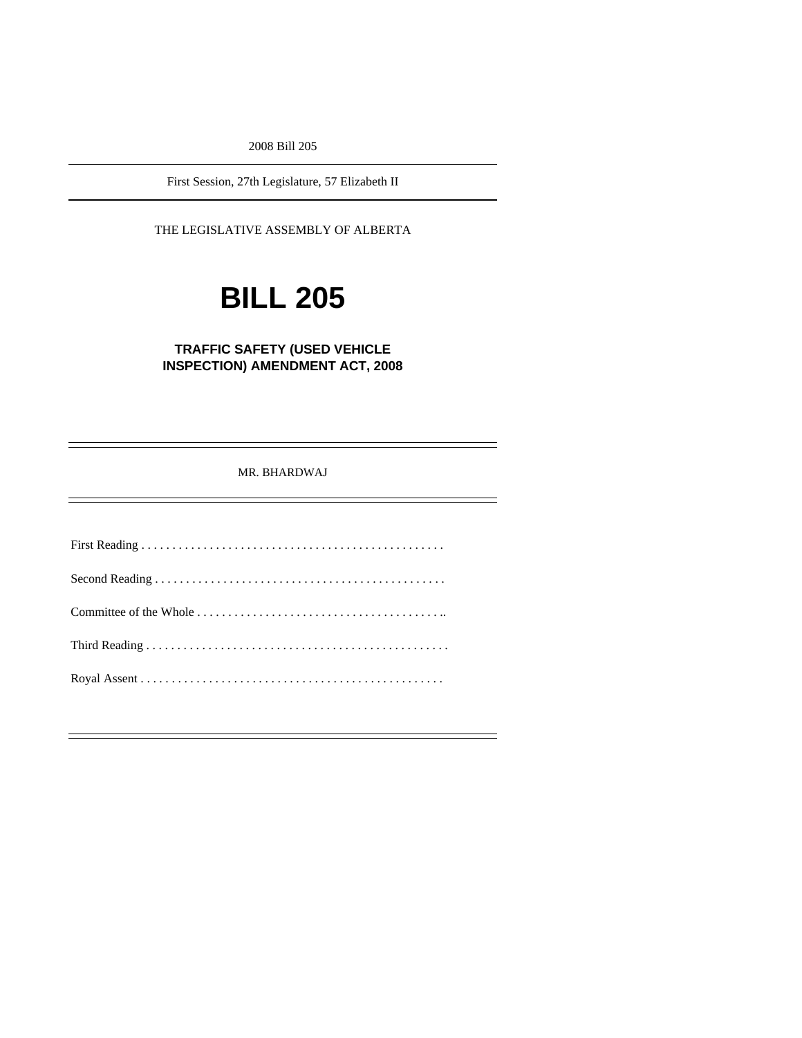2008 Bill 205

---

First Session, 27th Legislature, 57 Elizabeth II

---

THE LEGISLATIVE ASSEMBLY OF ALBERTA

# BILL 205

## TRAFFIC SAFETY (USED VEHICLE INSPECTION) AMENDMENT ACT, 2008

---

MR. BHARDWAJ

---

First Reading . . . . . . . . . . . . . . . . . . . . . . . . . . . . . . . . . . . . . . . . . . . . . . . . .

Second Reading . . . . . . . . . . . . . . . . . . . . . . . . . . . . . . . . . . . . . . . . . . . . . . .

Committee of the Whole . . . . . . . . . . . . . . . . . . . . . . . . . . . . . . . . . . . . . . . ..

Third Reading . . . . . . . . . . . . . . . . . . . . . . . . . . . . . . . . . . . . . . . . . . . . . . . . .

Royal Assent . . . . . . . . . . . . . . . . . . . . . . . . . . . . . . . . . . . . . . . . . . . . . . . . .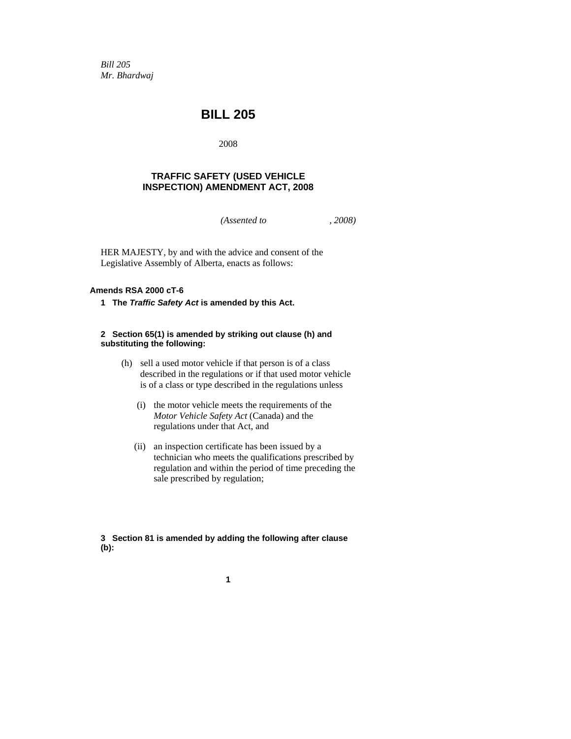*Bill 205*
*Mr. Bhardwaj*

# BILL 205

2008

## TRAFFIC SAFETY (USED VEHICLE INSPECTION) AMENDMENT ACT, 2008

*(Assented to , 2008)*

HER MAJESTY, by and with the advice and consent of the Legislative Assembly of Alberta, enacts as follows:

**Amends RSA 2000 cT-6**

**1 The *Traffic Safety Act* is amended by this Act.**

**2 Section 65(1) is amended by striking out clause (h) and substituting the following:**

(h) sell a used motor vehicle if that person is of a class described in the regulations or if that used motor vehicle is of a class or type described in the regulations unless

(i) the motor vehicle meets the requirements of the *Motor Vehicle Safety Act* (Canada) and the regulations under that Act, and

(ii) an inspection certificate has been issued by a technician who meets the qualifications prescribed by regulation and within the period of time preceding the sale prescribed by regulation;

**3 Section 81 is amended by adding the following after clause (b):**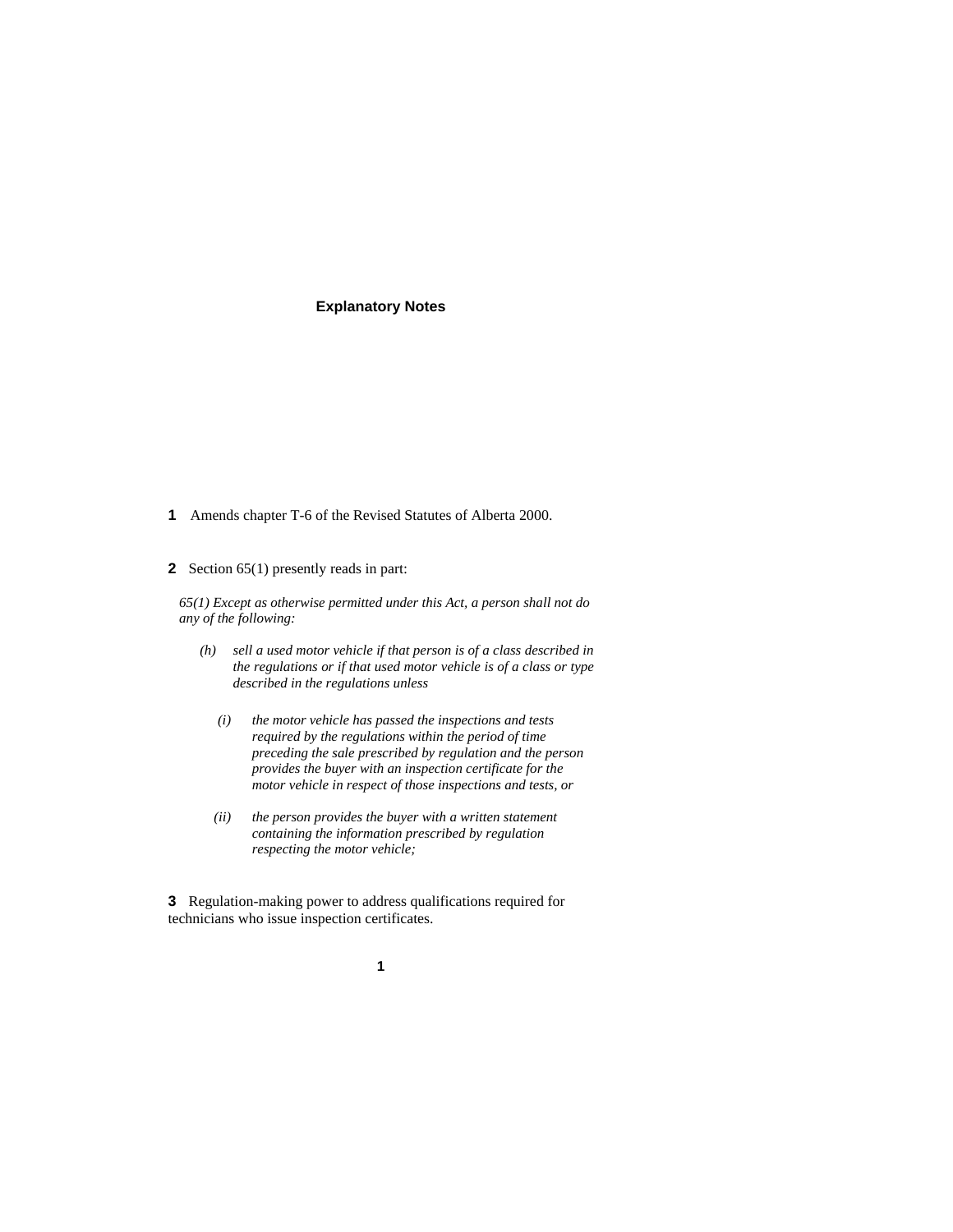## Explanatory Notes

**1** Amends chapter T-6 of the Revised Statutes of Alberta 2000.

**2** Section 65(1) presently reads in part:

*65(1) Except as otherwise permitted under this Act, a person shall not do any of the following:*

*(h) sell a used motor vehicle if that person is of a class described in the regulations or if that used motor vehicle is of a class or type described in the regulations unless*

*(i) the motor vehicle has passed the inspections and tests required by the regulations within the period of time preceding the sale prescribed by regulation and the person provides the buyer with an inspection certificate for the motor vehicle in respect of those inspections and tests, or*

*(ii) the person provides the buyer with a written statement containing the information prescribed by regulation respecting the motor vehicle;*

**3** Regulation-making power to address qualifications required for technicians who issue inspection certificates.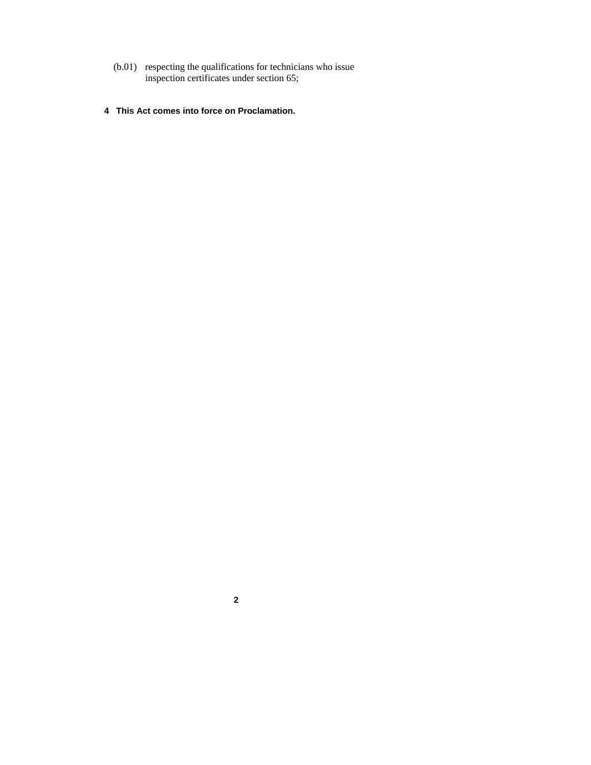(b.01) respecting the qualifications for technicians who issue inspection certificates under section 65;

**4 This Act comes into force on Proclamation.**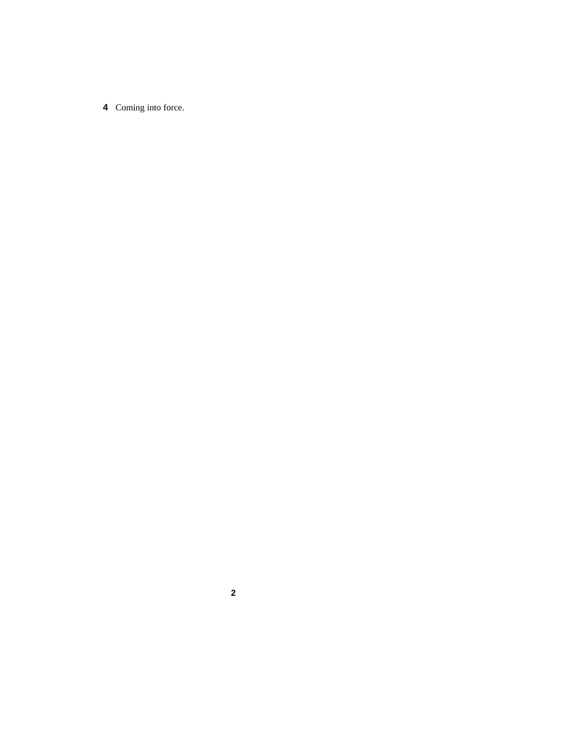**4** Coming into force.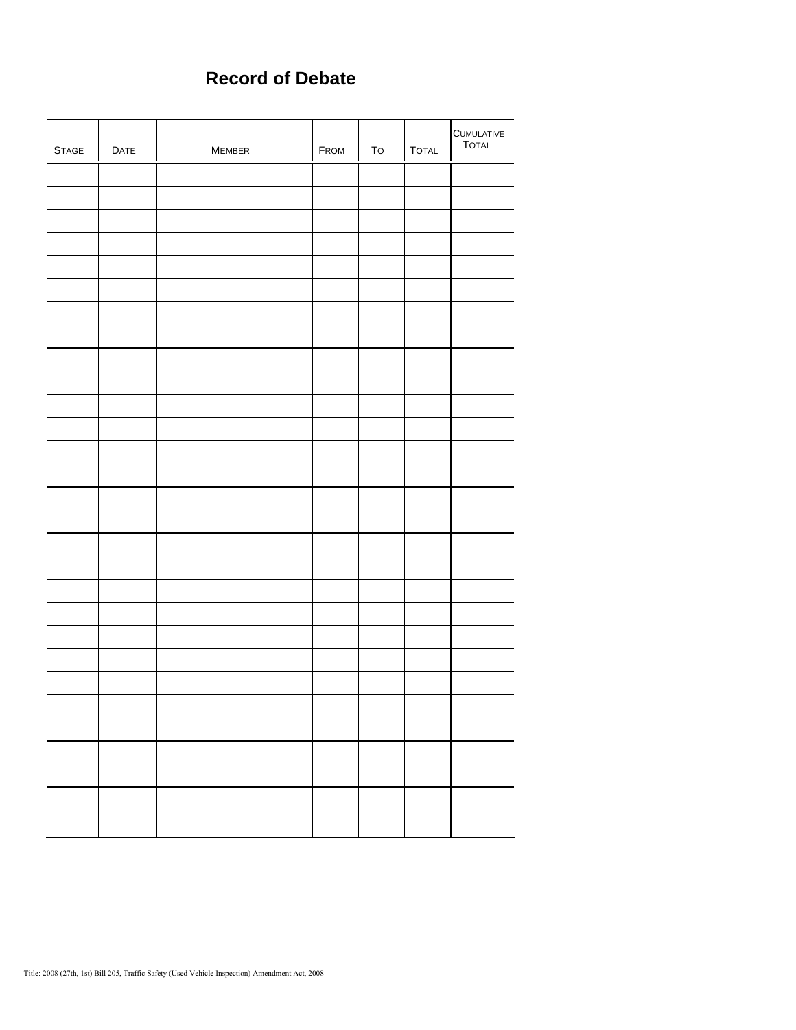# Record of Debate

| Stage | Date | Member | From | To | Total | Cumulative Total |
|---|---|---|---|---|---|---|
| | | | | | | |
| | | | | | | |
| | | | | | | |
| | | | | | | |
| | | | | | | |
| | | | | | | |
| | | | | | | |
| | | | | | | |
| | | | | | | |
| | | | | | | |
| | | | | | | |
| | | | | | | |
| | | | | | | |
| | | | | | | |
| | | | | | | |
| | | | | | | |
| | | | | | | |
| | | | | | | |
| | | | | | | |
| | | | | | | |
| | | | | | | |
| | | | | | | |
| | | | | | | |
| | | | | | | |
| | | | | | | |
| | | | | | | |
| | | | | | | |
| | | | | | | |
| | | | | | | |

Title: 2008 (27th, 1st) Bill 205, Traffic Safety (Used Vehicle Inspection) Amendment Act, 2008